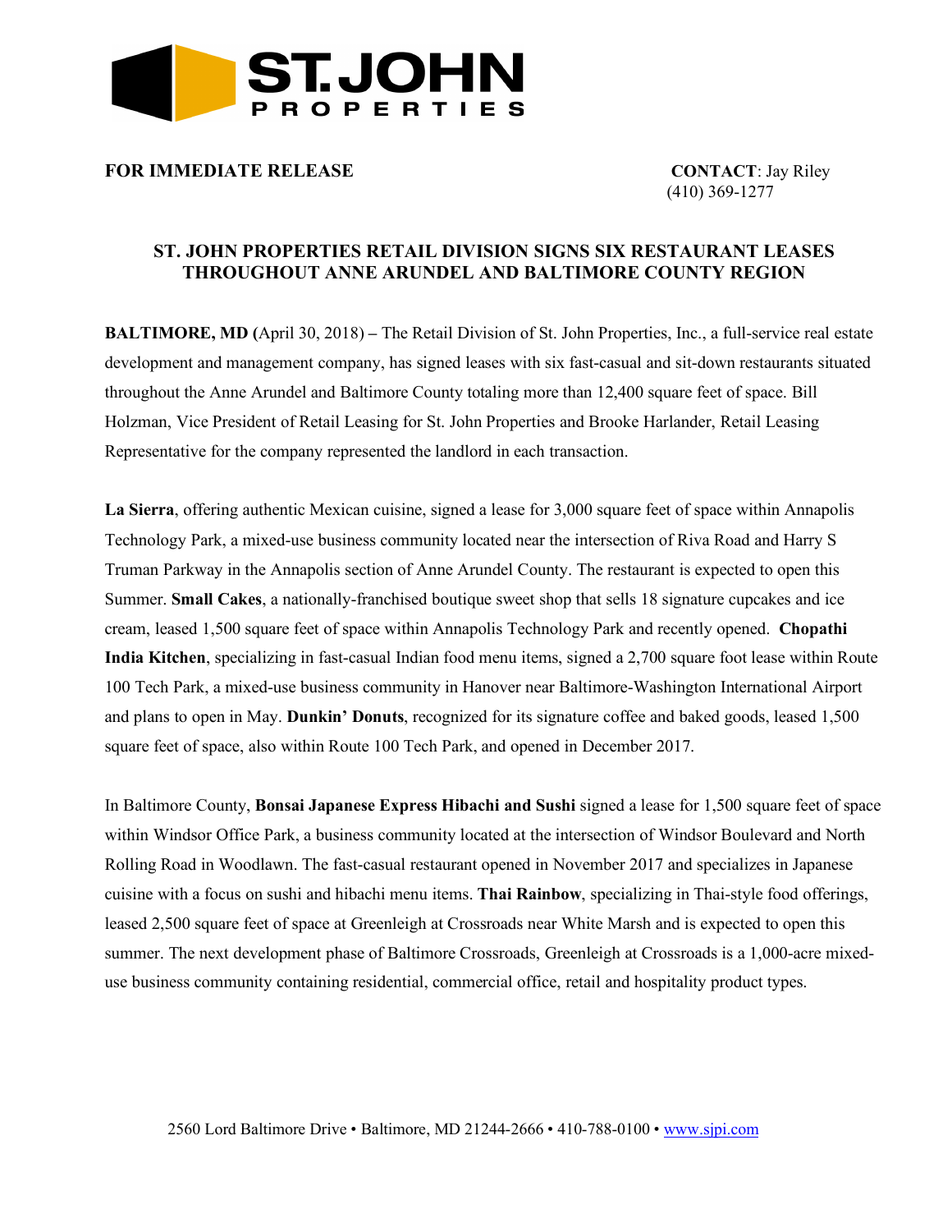**ST. JOHN PROPERTIES**

**FOR IMMEDIATE RELEASE**

**CONTACT**: Jay Riley
(410) 369-1277

## ST. JOHN PROPERTIES RETAIL DIVISION SIGNS SIX RESTAURANT LEASES THROUGHOUT ANNE ARUNDEL AND BALTIMORE COUNTY REGION

**BALTIMORE, MD (**April 30, 2018**) –** The Retail Division of St. John Properties, Inc., a full-service real estate development and management company, has signed leases with six fast-casual and sit-down restaurants situated throughout the Anne Arundel and Baltimore County totaling more than 12,400 square feet of space. Bill Holzman, Vice President of Retail Leasing for St. John Properties and Brooke Harlander, Retail Leasing Representative for the company represented the landlord in each transaction.

**La Sierra**, offering authentic Mexican cuisine, signed a lease for 3,000 square feet of space within Annapolis Technology Park, a mixed-use business community located near the intersection of Riva Road and Harry S Truman Parkway in the Annapolis section of Anne Arundel County. The restaurant is expected to open this Summer. **Small Cakes**, a nationally-franchised boutique sweet shop that sells 18 signature cupcakes and ice cream, leased 1,500 square feet of space within Annapolis Technology Park and recently opened. **Chopathi India Kitchen**, specializing in fast-casual Indian food menu items, signed a 2,700 square foot lease within Route 100 Tech Park, a mixed-use business community in Hanover near Baltimore-Washington International Airport and plans to open in May. **Dunkin' Donuts**, recognized for its signature coffee and baked goods, leased 1,500 square feet of space, also within Route 100 Tech Park, and opened in December 2017.

In Baltimore County, **Bonsai Japanese Express Hibachi and Sushi** signed a lease for 1,500 square feet of space within Windsor Office Park, a business community located at the intersection of Windsor Boulevard and North Rolling Road in Woodlawn. The fast-casual restaurant opened in November 2017 and specializes in Japanese cuisine with a focus on sushi and hibachi menu items. **Thai Rainbow**, specializing in Thai-style food offerings, leased 2,500 square feet of space at Greenleigh at Crossroads near White Marsh and is expected to open this summer. The next development phase of Baltimore Crossroads, Greenleigh at Crossroads is a 1,000-acre mixed-use business community containing residential, commercial office, retail and hospitality product types.

2560 Lord Baltimore Drive • Baltimore, MD 21244-2666 • 410-788-0100 • www.sjpi.com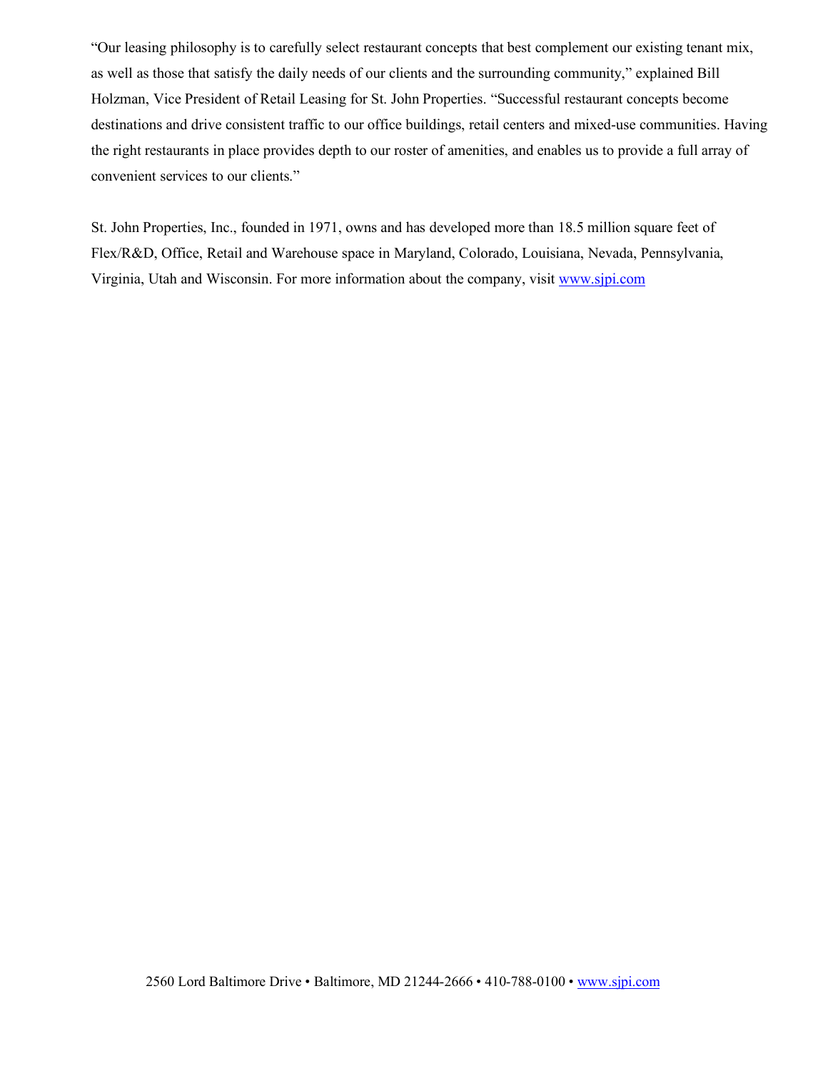"Our leasing philosophy is to carefully select restaurant concepts that best complement our existing tenant mix, as well as those that satisfy the daily needs of our clients and the surrounding community," explained Bill Holzman, Vice President of Retail Leasing for St. John Properties. "Successful restaurant concepts become destinations and drive consistent traffic to our office buildings, retail centers and mixed-use communities. Having the right restaurants in place provides depth to our roster of amenities, and enables us to provide a full array of convenient services to our clients."

St. John Properties, Inc., founded in 1971, owns and has developed more than 18.5 million square feet of Flex/R&D, Office, Retail and Warehouse space in Maryland, Colorado, Louisiana, Nevada, Pennsylvania, Virginia, Utah and Wisconsin. For more information about the company, visit [www.sjpi.com](http://www.sjpi.com)